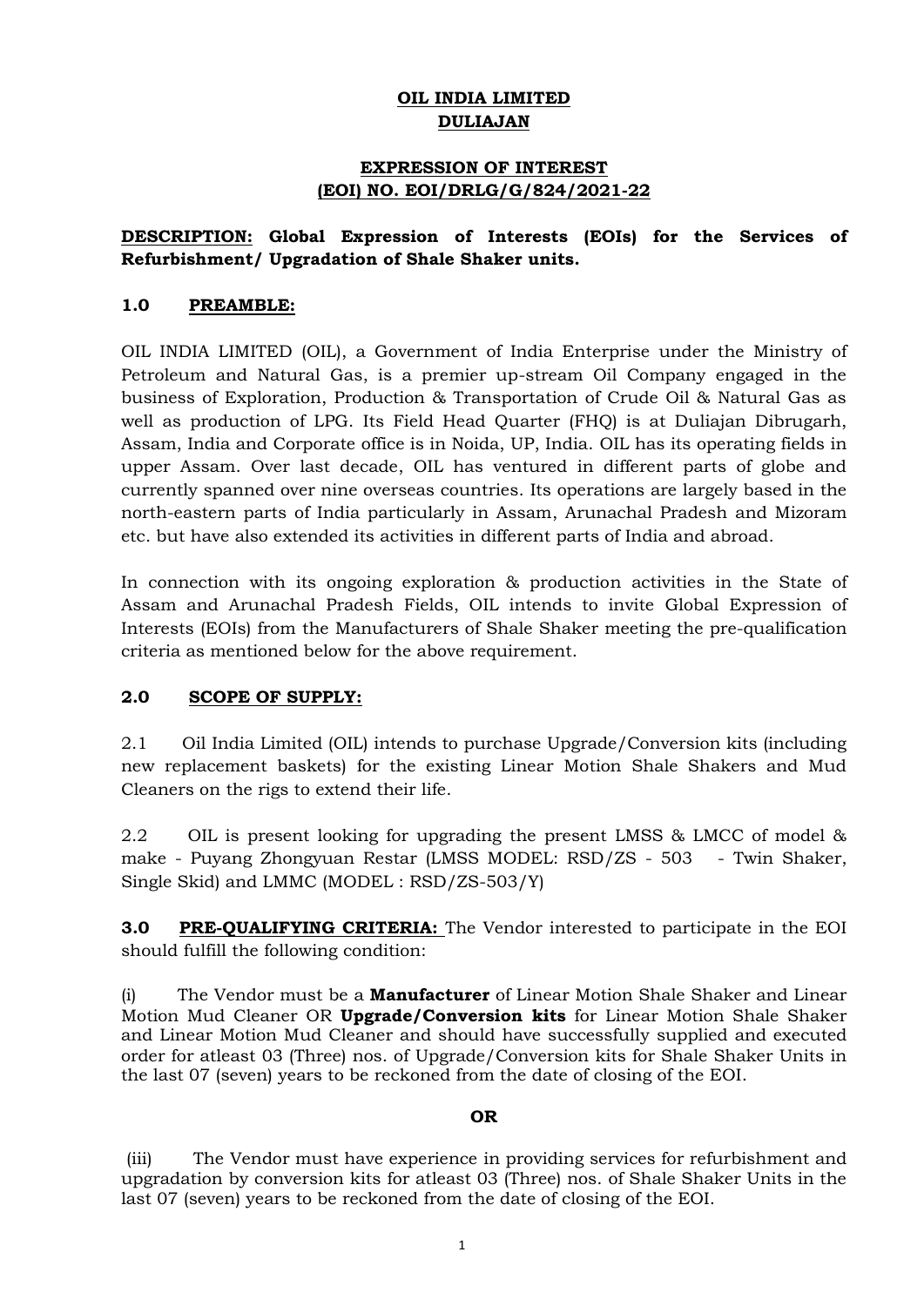# OIL INDIA LIMITED
# DULIAJAN

## EXPRESSION OF INTEREST
## (EOI) NO. EOI/DRLG/G/824/2021-22

**DESCRIPTION: Global Expression of Interests (EOIs) for the Services of Refurbishment/ Upgradation of Shale Shaker units.**

### 1.0 PREAMBLE:

OIL INDIA LIMITED (OIL), a Government of India Enterprise under the Ministry of Petroleum and Natural Gas, is a premier up-stream Oil Company engaged in the business of Exploration, Production & Transportation of Crude Oil & Natural Gas as well as production of LPG. Its Field Head Quarter (FHQ) is at Duliajan Dibrugarh, Assam, India and Corporate office is in Noida, UP, India. OIL has its operating fields in upper Assam. Over last decade, OIL has ventured in different parts of globe and currently spanned over nine overseas countries. Its operations are largely based in the north-eastern parts of India particularly in Assam, Arunachal Pradesh and Mizoram etc. but have also extended its activities in different parts of India and abroad.

In connection with its ongoing exploration & production activities in the State of Assam and Arunachal Pradesh Fields, OIL intends to invite Global Expression of Interests (EOIs) from the Manufacturers of Shale Shaker meeting the pre-qualification criteria as mentioned below for the above requirement.

### 2.0 SCOPE OF SUPPLY:

2.1 Oil India Limited (OIL) intends to purchase Upgrade/Conversion kits (including new replacement baskets) for the existing Linear Motion Shale Shakers and Mud Cleaners on the rigs to extend their life.

2.2 OIL is present looking for upgrading the present LMSS & LMCC of model & make - Puyang Zhongyuan Restar (LMSS MODEL: RSD/ZS - 503 - Twin Shaker, Single Skid) and LMMC (MODEL : RSD/ZS-503/Y)

**3.0 PRE-QUALIFYING CRITERIA:** The Vendor interested to participate in the EOI should fulfill the following condition:

(i) The Vendor must be a **Manufacturer** of Linear Motion Shale Shaker and Linear Motion Mud Cleaner OR **Upgrade/Conversion kits** for Linear Motion Shale Shaker and Linear Motion Mud Cleaner and should have successfully supplied and executed order for atleast 03 (Three) nos. of Upgrade/Conversion kits for Shale Shaker Units in the last 07 (seven) years to be reckoned from the date of closing of the EOI.

**OR**

(iii) The Vendor must have experience in providing services for refurbishment and upgradation by conversion kits for atleast 03 (Three) nos. of Shale Shaker Units in the last 07 (seven) years to be reckoned from the date of closing of the EOI.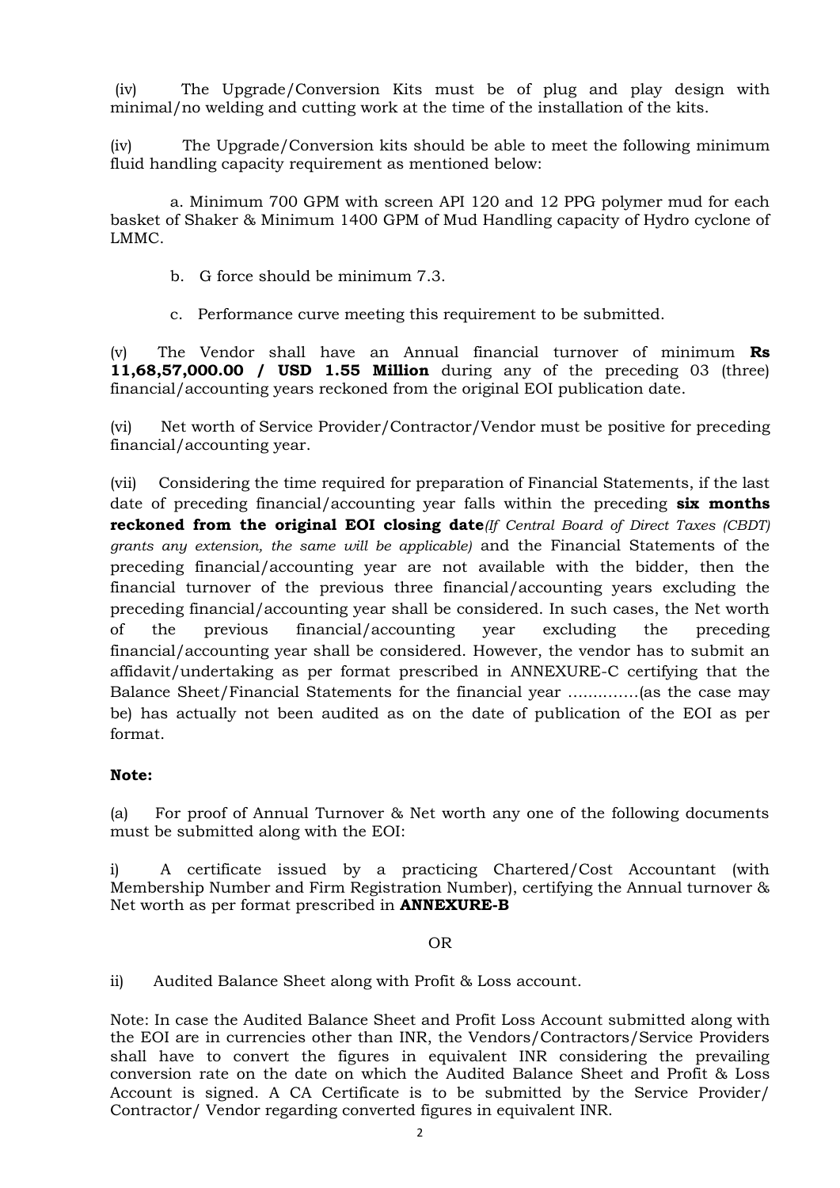(iv) The Upgrade/Conversion Kits must be of plug and play design with minimal/no welding and cutting work at the time of the installation of the kits.

(iv) The Upgrade/Conversion kits should be able to meet the following minimum fluid handling capacity requirement as mentioned below:

a. Minimum 700 GPM with screen API 120 and 12 PPG polymer mud for each basket of Shaker & Minimum 1400 GPM of Mud Handling capacity of Hydro cyclone of LMMC.

b. G force should be minimum 7.3.

c. Performance curve meeting this requirement to be submitted.

(v) The Vendor shall have an Annual financial turnover of minimum **Rs 11,68,57,000.00 / USD 1.55 Million** during any of the preceding 03 (three) financial/accounting years reckoned from the original EOI publication date.

(vi) Net worth of Service Provider/Contractor/Vendor must be positive for preceding financial/accounting year.

(vii) Considering the time required for preparation of Financial Statements, if the last date of preceding financial/accounting year falls within the preceding **six months reckoned from the original EOI closing date***(If Central Board of Direct Taxes (CBDT) grants any extension, the same will be applicable)* and the Financial Statements of the preceding financial/accounting year are not available with the bidder, then the financial turnover of the previous three financial/accounting years excluding the preceding financial/accounting year shall be considered. In such cases, the Net worth of the previous financial/accounting year excluding the preceding financial/accounting year shall be considered. However, the vendor has to submit an affidavit/undertaking as per format prescribed in ANNEXURE-C certifying that the Balance Sheet/Financial Statements for the financial year ..............(as the case may be) has actually not been audited as on the date of publication of the EOI as per format.

**Note:**

(a) For proof of Annual Turnover & Net worth any one of the following documents must be submitted along with the EOI:

i) A certificate issued by a practicing Chartered/Cost Accountant (with Membership Number and Firm Registration Number), certifying the Annual turnover & Net worth as per format prescribed in **ANNEXURE-B**

OR

ii) Audited Balance Sheet along with Profit & Loss account.

Note: In case the Audited Balance Sheet and Profit Loss Account submitted along with the EOI are in currencies other than INR, the Vendors/Contractors/Service Providers shall have to convert the figures in equivalent INR considering the prevailing conversion rate on the date on which the Audited Balance Sheet and Profit & Loss Account is signed. A CA Certificate is to be submitted by the Service Provider/ Contractor/ Vendor regarding converted figures in equivalent INR.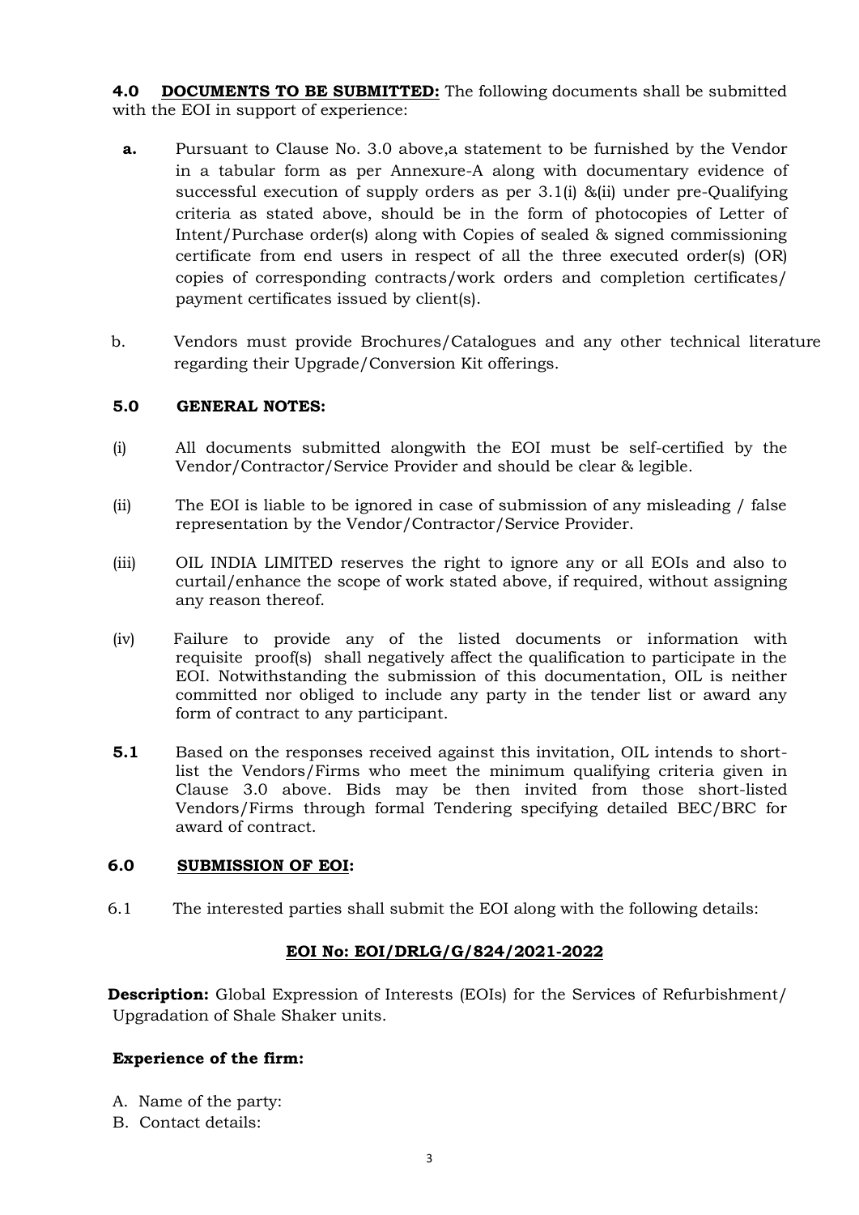**4.0 DOCUMENTS TO BE SUBMITTED:** The following documents shall be submitted with the EOI in support of experience:

**a.** Pursuant to Clause No. 3.0 above,a statement to be furnished by the Vendor in a tabular form as per Annexure-A along with documentary evidence of successful execution of supply orders as per 3.1(i) &(ii) under pre-Qualifying criteria as stated above, should be in the form of photocopies of Letter of Intent/Purchase order(s) along with Copies of sealed & signed commissioning certificate from end users in respect of all the three executed order(s) (OR) copies of corresponding contracts/work orders and completion certificates/ payment certificates issued by client(s).

b. Vendors must provide Brochures/Catalogues and any other technical literature regarding their Upgrade/Conversion Kit offerings.

**5.0 GENERAL NOTES:**

(i) All documents submitted alongwith the EOI must be self-certified by the Vendor/Contractor/Service Provider and should be clear & legible.

(ii) The EOI is liable to be ignored in case of submission of any misleading / false representation by the Vendor/Contractor/Service Provider.

(iii) OIL INDIA LIMITED reserves the right to ignore any or all EOIs and also to curtail/enhance the scope of work stated above, if required, without assigning any reason thereof.

(iv) Failure to provide any of the listed documents or information with requisite proof(s) shall negatively affect the qualification to participate in the EOI. Notwithstanding the submission of this documentation, OIL is neither committed nor obliged to include any party in the tender list or award any form of contract to any participant.

**5.1** Based on the responses received against this invitation, OIL intends to short-list the Vendors/Firms who meet the minimum qualifying criteria given in Clause 3.0 above. Bids may be then invited from those short-listed Vendors/Firms through formal Tendering specifying detailed BEC/BRC for award of contract.

**6.0 SUBMISSION OF EOI:**

6.1 The interested parties shall submit the EOI along with the following details:

**EOI No: EOI/DRLG/G/824/2021-2022**

**Description:** Global Expression of Interests (EOIs) for the Services of Refurbishment/ Upgradation of Shale Shaker units.

**Experience of the firm:**

A. Name of the party:
B. Contact details: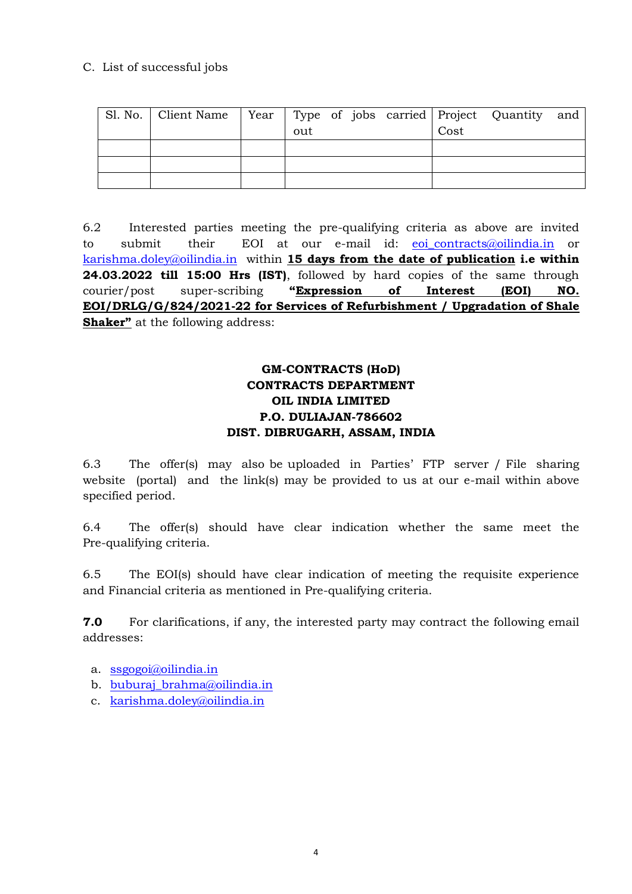C. List of successful jobs

| Sl. No. | Client Name | Year | Type of jobs carried out | Project Quantity and Cost |
|---|---|---|---|---|
| | | | | |
| | | | | |
| | | | | |

6.2 Interested parties meeting the pre-qualifying criteria as above are invited to submit their EOI at our e-mail id: eoi_contracts@oilindia.in or karishma.doley@oilindia.in within **15 days from the date of publication i.e within 24.03.2022 till 15:00 Hrs (IST)**, followed by hard copies of the same through courier/post super-scribing **"Expression of Interest (EOI) NO. EOI/DRLG/G/824/2021-22 for Services of Refurbishment / Upgradation of Shale Shaker"** at the following address:

**GM-CONTRACTS (HoD)**
**CONTRACTS DEPARTMENT**
**OIL INDIA LIMITED**
**P.O. DULIAJAN-786602**
**DIST. DIBRUGARH, ASSAM, INDIA**

6.3 The offer(s) may also be uploaded in Parties' FTP server / File sharing website (portal) and the link(s) may be provided to us at our e-mail within above specified period.

6.4 The offer(s) should have clear indication whether the same meet the Pre-qualifying criteria.

6.5 The EOI(s) should have clear indication of meeting the requisite experience and Financial criteria as mentioned in Pre-qualifying criteria.

**7.0** For clarifications, if any, the interested party may contract the following email addresses:

a. ssgogoi@oilindia.in
b. buburaj_brahma@oilindia.in
c. karishma.doley@oilindia.in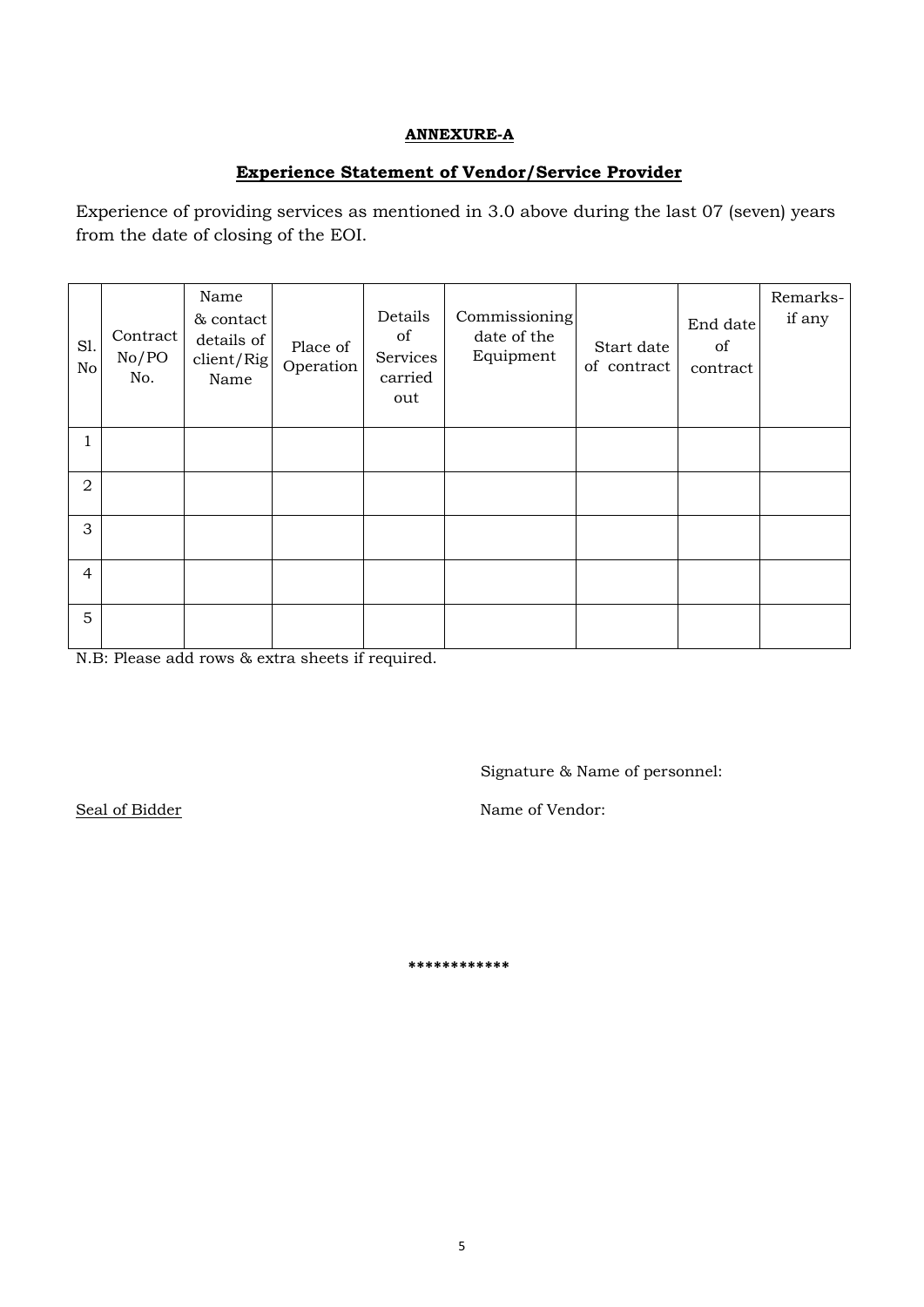**ANNEXURE-A**

**Experience Statement of Vendor/Service Provider**

Experience of providing services as mentioned in 3.0 above during the last 07 (seven) years from the date of closing of the EOI.

| Sl. No | Contract No/PO No. | Name & contact details of client/Rig Name | Place of Operation | Details of Services carried out | Commissioning date of the Equipment | Start date of contract | End date of contract | Remarks- if any |
|---|---|---|---|---|---|---|---|---|
| 1 | | | | | | | | |
| 2 | | | | | | | | |
| 3 | | | | | | | | |
| 4 | | | | | | | | |
| 5 | | | | | | | | |

N.B: Please add rows & extra sheets if required.

Signature & Name of personnel:

Seal of Bidder

Name of Vendor:

************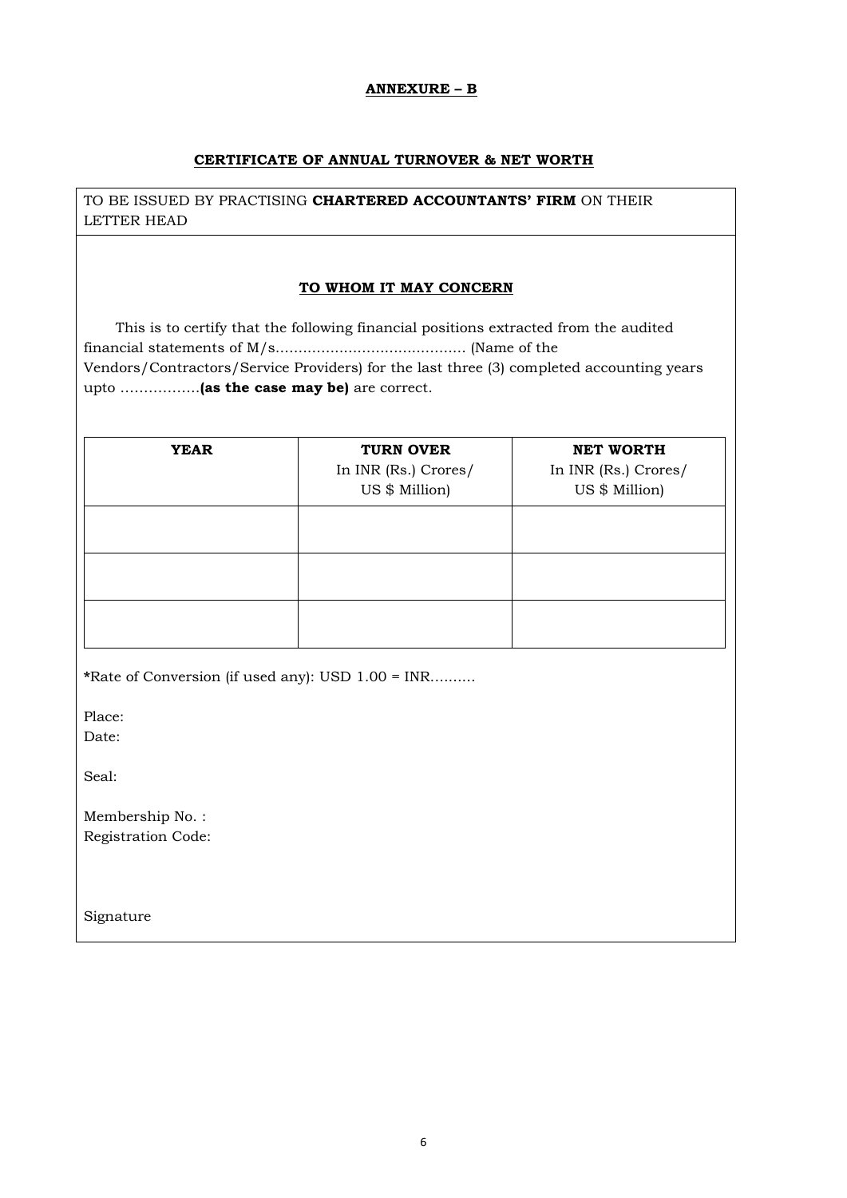**ANNEXURE – B**

**CERTIFICATE OF ANNUAL TURNOVER & NET WORTH**

TO BE ISSUED BY PRACTISING **CHARTERED ACCOUNTANTS' FIRM** ON THEIR LETTER HEAD

**TO WHOM IT MAY CONCERN**

This is to certify that the following financial positions extracted from the audited financial statements of M/s........................................... (Name of the Vendors/Contractors/Service Providers) for the last three (3) completed accounting years upto .................**(as the case may be)** are correct.

| **YEAR** | **TURN OVER** In INR (Rs.) Crores/ US $ Million) | **NET WORTH** In INR (Rs.) Crores/ US $ Million) |
|---|---|---|
| | | |
| | | |
| | | |

**\***Rate of Conversion (if used any): USD 1.00 = INR..........

Place:
Date:

Seal:

Membership No. :
Registration Code:

Signature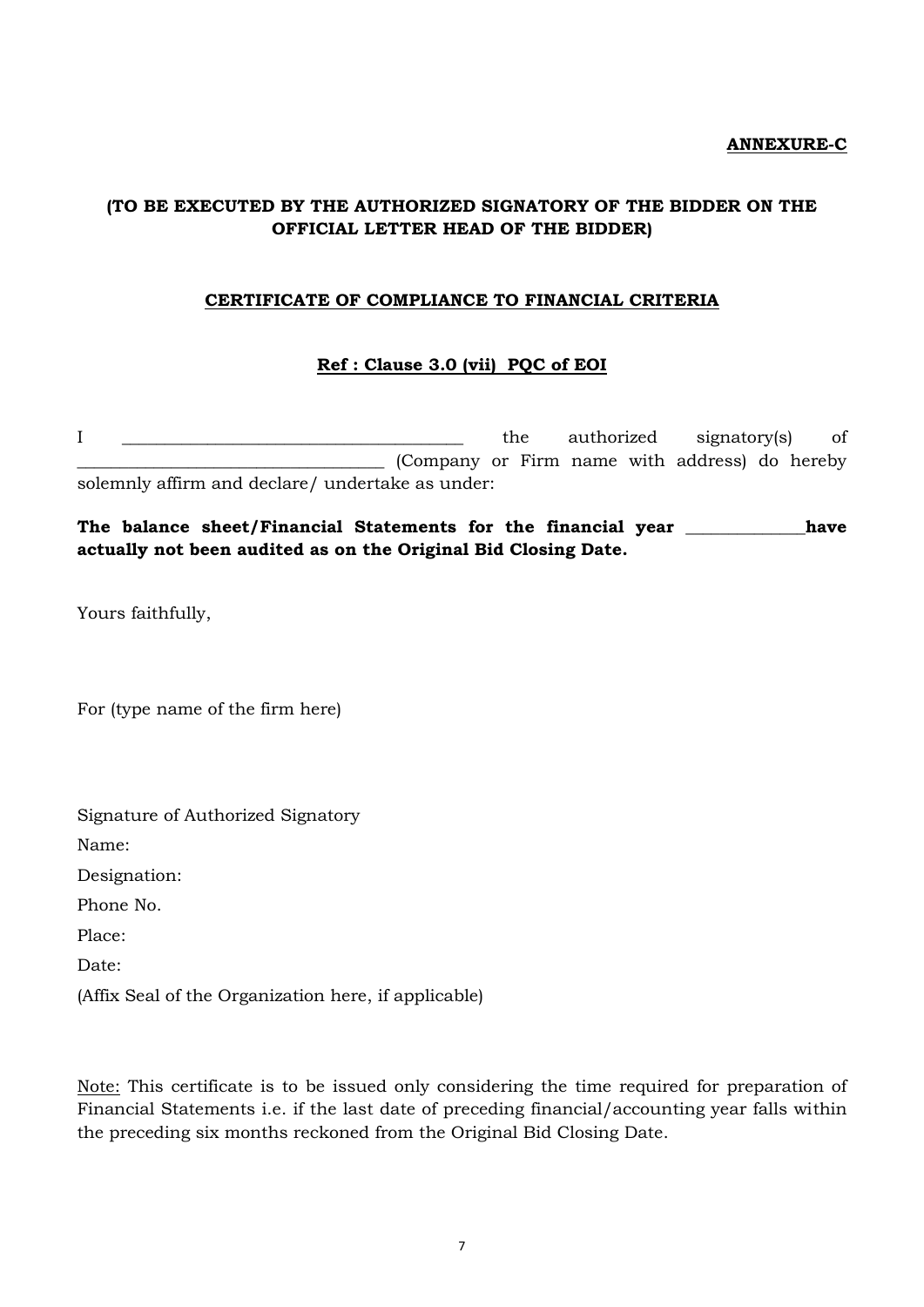**ANNEXURE-C**

**(TO BE EXECUTED BY THE AUTHORIZED SIGNATORY OF THE BIDDER ON THE OFFICIAL LETTER HEAD OF THE BIDDER)**

**CERTIFICATE OF COMPLIANCE TO FINANCIAL CRITERIA**

**Ref : Clause 3.0 (vii) PQC of EOI**

I ________________________________________ the authorized signatory(s) of ___________________________________ (Company or Firm name with address) do hereby solemnly affirm and declare/ undertake as under:

**The balance sheet/Financial Statements for the financial year ______________have actually not been audited as on the Original Bid Closing Date.**

Yours faithfully,

For (type name of the firm here)

Signature of Authorized Signatory

Name:

Designation:

Phone No.

Place:

Date:

(Affix Seal of the Organization here, if applicable)

Note: This certificate is to be issued only considering the time required for preparation of Financial Statements i.e. if the last date of preceding financial/accounting year falls within the preceding six months reckoned from the Original Bid Closing Date.